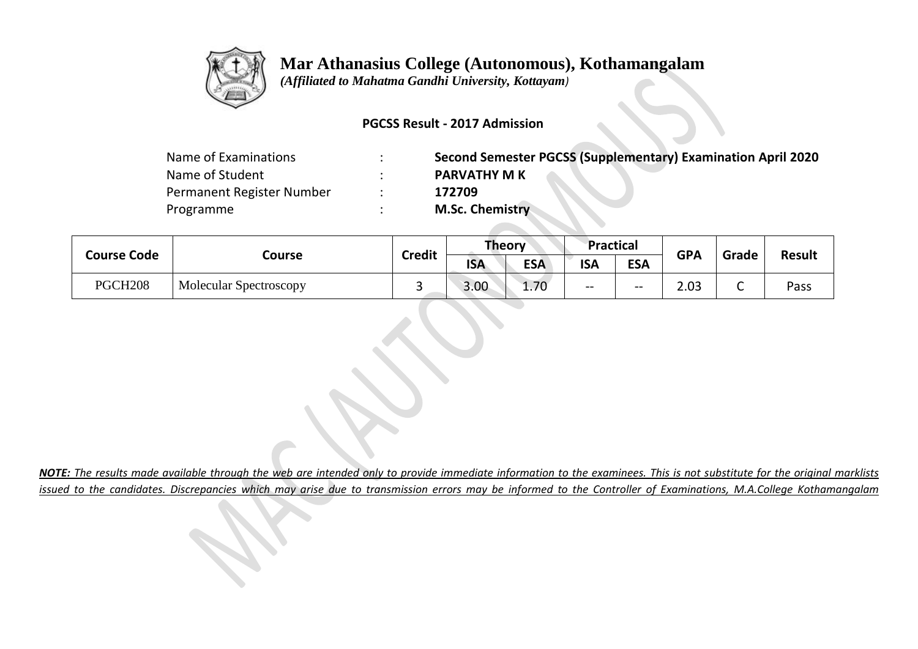# Mar Athanasius College (Autonomous), Kothamangalam

*(Affiliated to Mahatma Gandhi University, Kottayam)*

**PGCSS Result - 2017 Admission**

| | | |
|---|---|---|
| Name of Examinations | : | **Second Semester PGCSS (Supplementary) Examination April 2020** |
| Name of Student | : | **PARVATHY M K** |
| Permanent Register Number | : | **172709** |
| Programme | : | **M.Sc. Chemistry** |

| Course Code | Course | Credit | Theory | | Practical | | GPA | Grade | Result |
|---|---|---|---|---|---|---|---|---|---|
| | | | ISA | ESA | ISA | ESA | | | |
| PGCH208 | Molecular Spectroscopy | 3 | 3.00 | 1.70 | -- | -- | 2.03 | C | Pass |

***NOTE:*** *The results made available through the web are intended only to provide immediate information to the examinees. This is not substitute for the original marklists issued to the candidates. Discrepancies which may arise due to transmission errors may be informed to the Controller of Examinations, M.A.College Kothamangalam*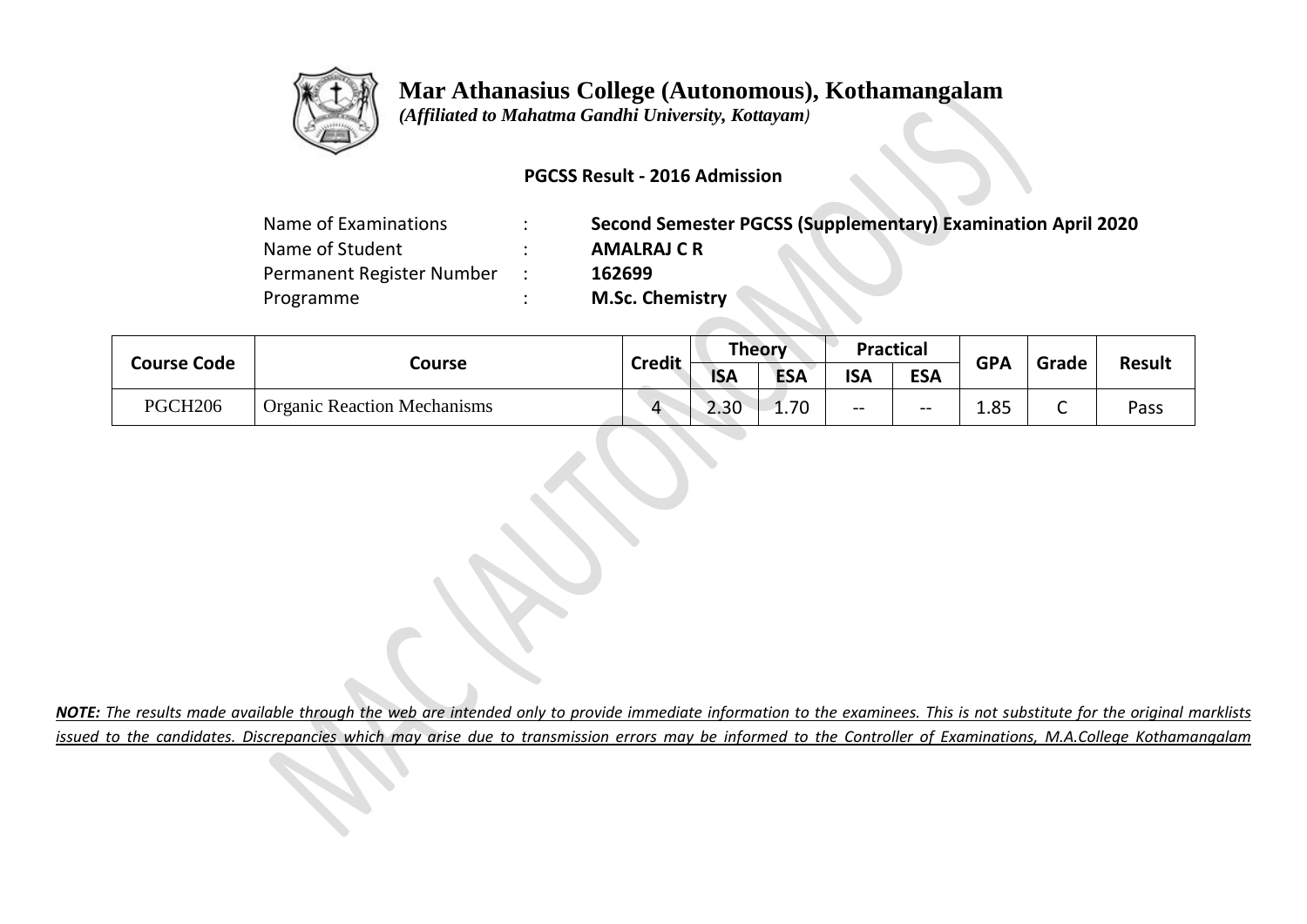# Mar Athanasius College (Autonomous), Kothamangalam

*(Affiliated to Mahatma Gandhi University, Kottayam)*

**PGCSS Result - 2016 Admission**

| | | |
|---|---|---|
| Name of Examinations | : | **Second Semester PGCSS (Supplementary) Examination April 2020** |
| Name of Student | : | **AMALRAJ C R** |
| Permanent Register Number | : | **162699** |
| Programme | : | **M.Sc. Chemistry** |

| Course Code | Course | Credit | Theory | | Practical | | GPA | Grade | Result |
|---|---|---|---|---|---|---|---|---|---|
| | | | ISA | ESA | ISA | ESA | | | |
| PGCH206 | Organic Reaction Mechanisms | 4 | 2.30 | 1.70 | -- | -- | 1.85 | C | Pass |

***NOTE:*** *The results made available through the web are intended only to provide immediate information to the examinees. This is not substitute for the original marklists issued to the candidates. Discrepancies which may arise due to transmission errors may be informed to the Controller of Examinations, M.A.College Kothamangalam*